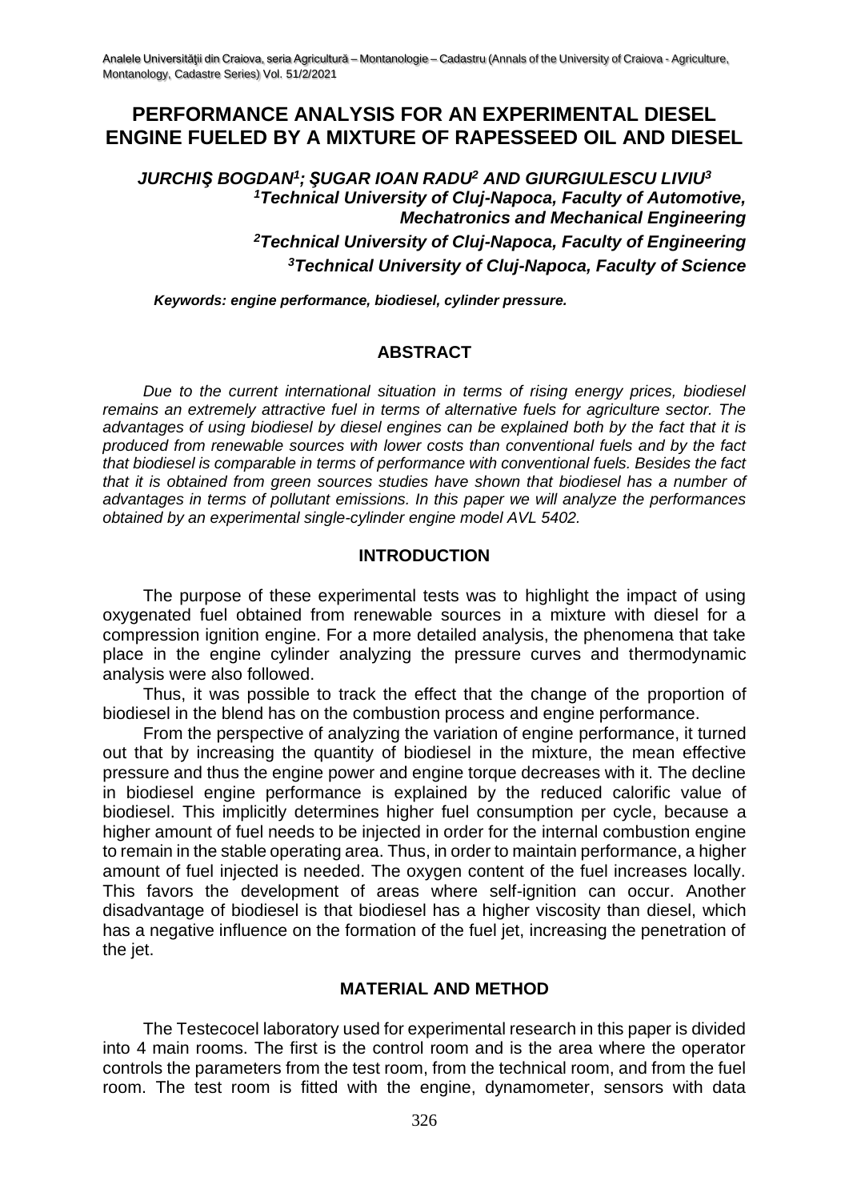# PERFORMANCE ANALYSIS FOR AN EXPERIMENTAL DIESEL ENGINE FUELED BY A MIXTURE OF RAPESEED OIL AND DIESEL

***JURCHIŞ BOGDAN[1]; ŞUGAR IOAN RADU[2] AND GIURGIULESCU LIVIU[3]***

***[1]Technical University of Cluj-Napoca, Faculty of Automotive, Mechatronics and Mechanical Engineering***

***[2]Technical University of Cluj-Napoca, Faculty of Engineering***

***[3]Technical University of Cluj-Napoca, Faculty of Science***

***Keywords: engine performance, biodiesel, cylinder pressure.***

## ABSTRACT

*Due to the current international situation in terms of rising energy prices, biodiesel remains an extremely attractive fuel in terms of alternative fuels for agriculture sector. The advantages of using biodiesel by diesel engines can be explained both by the fact that it is produced from renewable sources with lower costs than conventional fuels and by the fact that biodiesel is comparable in terms of performance with conventional fuels. Besides the fact that it is obtained from green sources studies have shown that biodiesel has a number of advantages in terms of pollutant emissions. In this paper we will analyze the performances obtained by an experimental single-cylinder engine model AVL 5402.*

## INTRODUCTION

The purpose of these experimental tests was to highlight the impact of using oxygenated fuel obtained from renewable sources in a mixture with diesel for a compression ignition engine. For a more detailed analysis, the phenomena that take place in the engine cylinder analyzing the pressure curves and thermodynamic analysis were also followed.

Thus, it was possible to track the effect that the change of the proportion of biodiesel in the blend has on the combustion process and engine performance.

From the perspective of analyzing the variation of engine performance, it turned out that by increasing the quantity of biodiesel in the mixture, the mean effective pressure and thus the engine power and engine torque decreases with it. The decline in biodiesel engine performance is explained by the reduced calorific value of biodiesel. This implicitly determines higher fuel consumption per cycle, because a higher amount of fuel needs to be injected in order for the internal combustion engine to remain in the stable operating area. Thus, in order to maintain performance, a higher amount of fuel injected is needed. The oxygen content of the fuel increases locally. This favors the development of areas where self-ignition can occur. Another disadvantage of biodiesel is that biodiesel has a higher viscosity than diesel, which has a negative influence on the formation of the fuel jet, increasing the penetration of the jet.

## MATERIAL AND METHOD

The Testecocel laboratory used for experimental research in this paper is divided into 4 main rooms. The first is the control room and is the area where the operator controls the parameters from the test room, from the technical room, and from the fuel room. The test room is fitted with the engine, dynamometer, sensors with data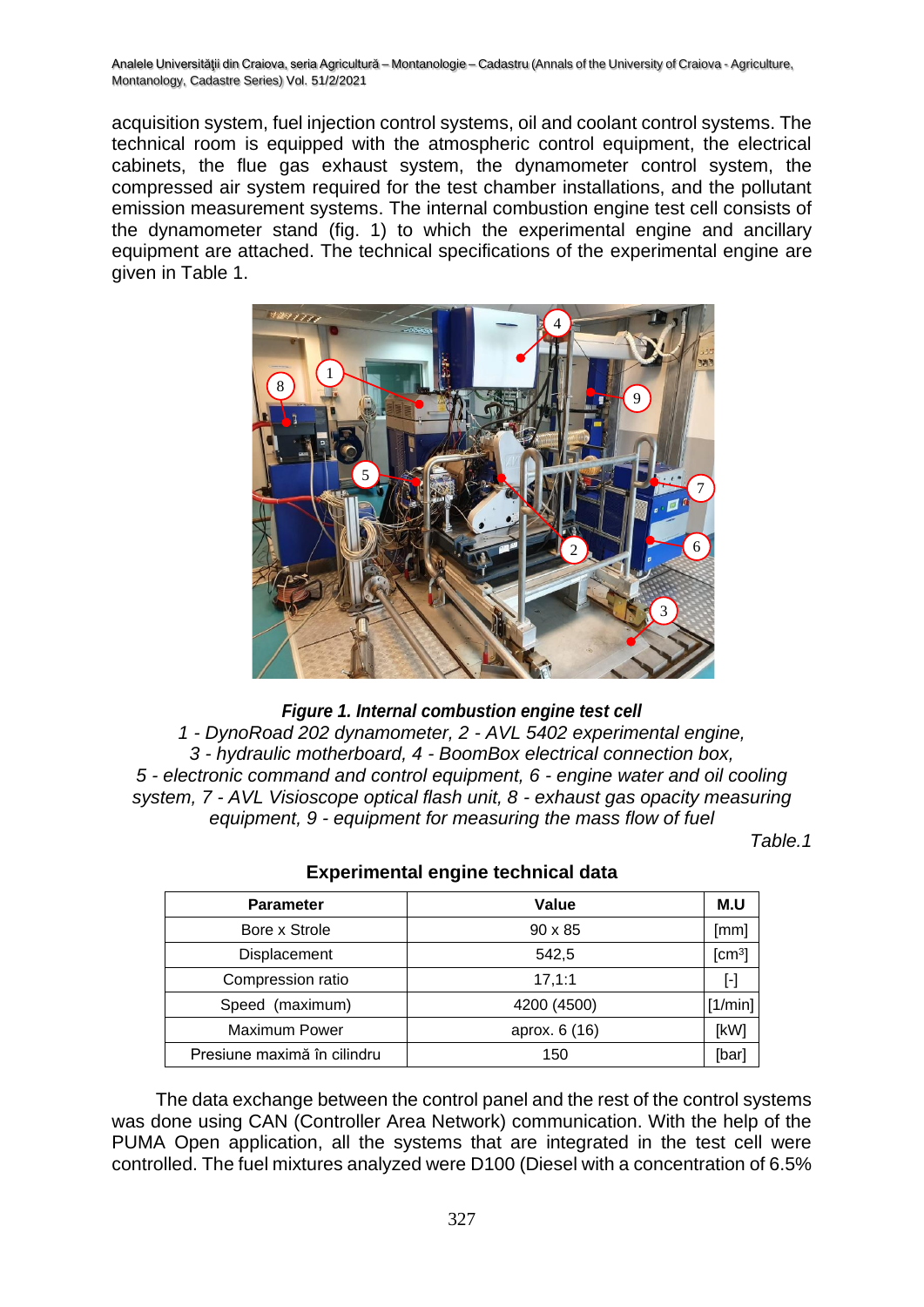acquisition system, fuel injection control systems, oil and coolant control systems. The technical room is equipped with the atmospheric control equipment, the electrical cabinets, the flue gas exhaust system, the dynamometer control system, the compressed air system required for the test chamber installations, and the pollutant emission measurement systems. The internal combustion engine test cell consists of the dynamometer stand (fig. 1) to which the experimental engine and ancillary equipment are attached. The technical specifications of the experimental engine are given in Table 1.

***Figure 1. Internal combustion engine test cell***
*1 - DynoRoad 202 dynamometer, 2 - AVL 5402 experimental engine, 3 - hydraulic motherboard, 4 - BoomBox electrical connection box, 5 - electronic command and control equipment, 6 - engine water and oil cooling system, 7 - AVL Visioscope optical flash unit, 8 - exhaust gas opacity measuring equipment, 9 - equipment for measuring the mass flow of fuel*

*Table.1*

**Experimental engine technical data**

| Parameter | Value | M.U |
|---|---|---|
| Bore x Strole | 90 x 85 | [mm] |
| Displacement | 542,5 | [cm³] |
| Compression ratio | 17,1:1 | [-] |
| Speed (maximum) | 4200 (4500) | [1/min] |
| Maximum Power | aprox. 6 (16) | [kW] |
| Presiune maximă în cilindru | 150 | [bar] |

The data exchange between the control panel and the rest of the control systems was done using CAN (Controller Area Network) communication. With the help of the PUMA Open application, all the systems that are integrated in the test cell were controlled. The fuel mixtures analyzed were D100 (Diesel with a concentration of 6.5%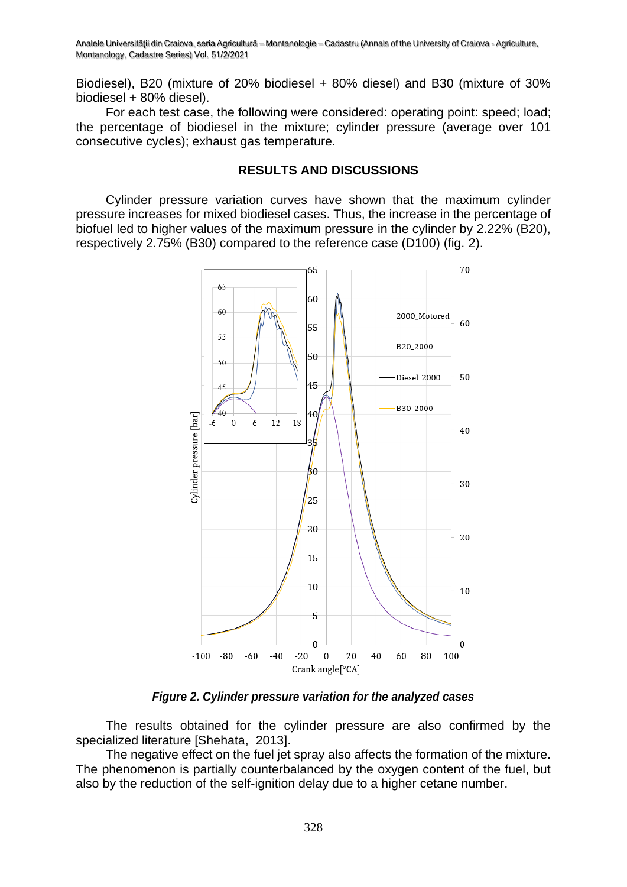Biodiesel), B20 (mixture of 20% biodiesel + 80% diesel) and B30 (mixture of 30% biodiesel + 80% diesel).

For each test case, the following were considered: operating point: speed; load; the percentage of biodiesel in the mixture; cylinder pressure (average over 101 consecutive cycles); exhaust gas temperature.

## RESULTS AND DISCUSSIONS

Cylinder pressure variation curves have shown that the maximum cylinder pressure increases for mixed biodiesel cases. Thus, the increase in the percentage of biofuel led to higher values of the maximum pressure in the cylinder by 2.22% (B20), respectively 2.75% (B30) compared to the reference case (D100) (fig. 2).

***Figure 2. Cylinder pressure variation for the analyzed cases***

The results obtained for the cylinder pressure are also confirmed by the specialized literature [Shehata, 2013].

The negative effect on the fuel jet spray also affects the formation of the mixture. The phenomenon is partially counterbalanced by the oxygen content of the fuel, but also by the reduction of the self-ignition delay due to a higher cetane number.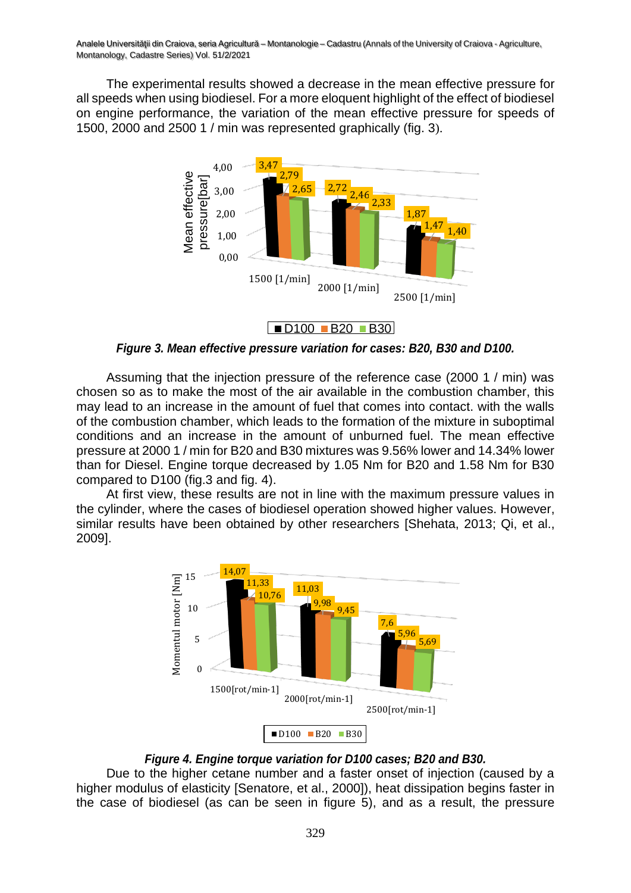The experimental results showed a decrease in the mean effective pressure for all speeds when using biodiesel. For a more eloquent highlight of the effect of biodiesel on engine performance, the variation of the mean effective pressure for speeds of 1500, 2000 and 2500 1 / min was represented graphically (fig. 3).

***Figure 3. Mean effective pressure variation for cases: B20, B30 and D100.***

Assuming that the injection pressure of the reference case (2000 1 / min) was chosen so as to make the most of the air available in the combustion chamber, this may lead to an increase in the amount of fuel that comes into contact. with the walls of the combustion chamber, which leads to the formation of the mixture in suboptimal conditions and an increase in the amount of unburned fuel. The mean effective pressure at 2000 1 / min for B20 and B30 mixtures was 9.56% lower and 14.34% lower than for Diesel. Engine torque decreased by 1.05 Nm for B20 and 1.58 Nm for B30 compared to D100 (fig.3 and fig. 4).

At first view, these results are not in line with the maximum pressure values in the cylinder, where the cases of biodiesel operation showed higher values. However, similar results have been obtained by other researchers [Shehata, 2013; Qi, et al., 2009].

***Figure 4. Engine torque variation for D100 cases; B20 and B30.***

Due to the higher cetane number and a faster onset of injection (caused by a higher modulus of elasticity [Senatore, et al., 2000]), heat dissipation begins faster in the case of biodiesel (as can be seen in figure 5), and as a result, the pressure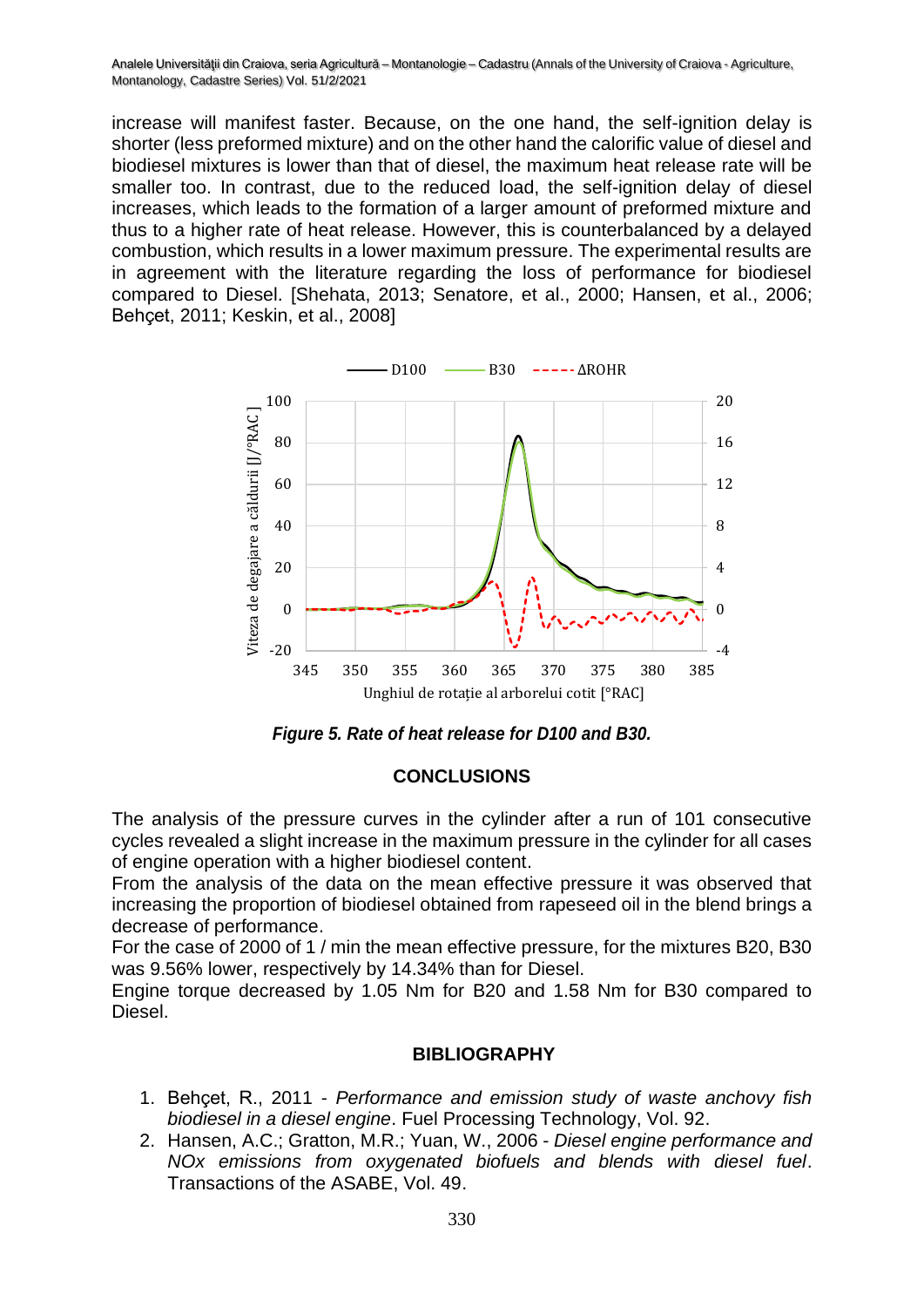increase will manifest faster. Because, on the one hand, the self-ignition delay is shorter (less preformed mixture) and on the other hand the calorific value of diesel and biodiesel mixtures is lower than that of diesel, the maximum heat release rate will be smaller too. In contrast, due to the reduced load, the self-ignition delay of diesel increases, which leads to the formation of a larger amount of preformed mixture and thus to a higher rate of heat release. However, this is counterbalanced by a delayed combustion, which results in a lower maximum pressure. The experimental results are in agreement with the literature regarding the loss of performance for biodiesel compared to Diesel. [Shehata, 2013; Senatore, et al., 2000; Hansen, et al., 2006; Behçet, 2011; Keskin, et al., 2008]

***Figure 5. Rate of heat release for D100 and B30.***

## CONCLUSIONS

The analysis of the pressure curves in the cylinder after a run of 101 consecutive cycles revealed a slight increase in the maximum pressure in the cylinder for all cases of engine operation with a higher biodiesel content.

From the analysis of the data on the mean effective pressure it was observed that increasing the proportion of biodiesel obtained from rapeseed oil in the blend brings a decrease of performance.

For the case of 2000 of 1 / min the mean effective pressure, for the mixtures B20, B30 was 9.56% lower, respectively by 14.34% than for Diesel.

Engine torque decreased by 1.05 Nm for B20 and 1.58 Nm for B30 compared to Diesel.

## BIBLIOGRAPHY

1. Behçet, R., 2011 - *Performance and emission study of waste anchovy fish biodiesel in a diesel engine*. Fuel Processing Technology, Vol. 92.
2. Hansen, A.C.; Gratton, M.R.; Yuan, W., 2006 - *Diesel engine performance and NOx emissions from oxygenated biofuels and blends with diesel fuel*. Transactions of the ASABE, Vol. 49.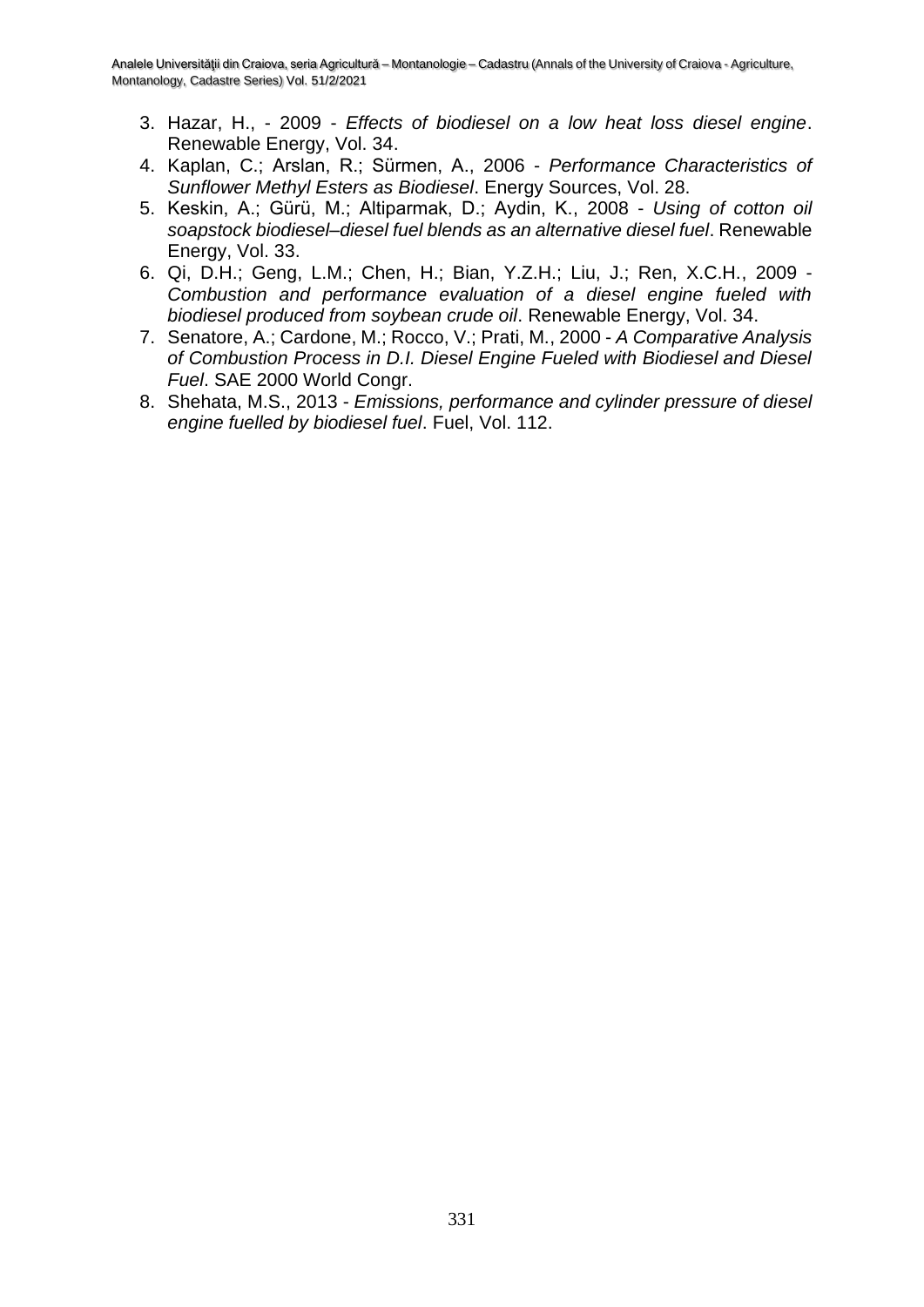3. Hazar, H., - 2009 - *Effects of biodiesel on a low heat loss diesel engine*. Renewable Energy, Vol. 34.
4. Kaplan, C.; Arslan, R.; Sürmen, A., 2006 - *Performance Characteristics of Sunflower Methyl Esters as Biodiesel*. Energy Sources, Vol. 28.
5. Keskin, A.; Gürü, M.; Altiparmak, D.; Aydin, K., 2008 - *Using of cotton oil soapstock biodiesel–diesel fuel blends as an alternative diesel fuel*. Renewable Energy, Vol. 33.
6. Qi, D.H.; Geng, L.M.; Chen, H.; Bian, Y.Z.H.; Liu, J.; Ren, X.C.H., 2009 - *Combustion and performance evaluation of a diesel engine fueled with biodiesel produced from soybean crude oil*. Renewable Energy, Vol. 34.
7. Senatore, A.; Cardone, M.; Rocco, V.; Prati, M., 2000 - *A Comparative Analysis of Combustion Process in D.I. Diesel Engine Fueled with Biodiesel and Diesel Fuel*. SAE 2000 World Congr.
8. Shehata, M.S., 2013 - *Emissions, performance and cylinder pressure of diesel engine fuelled by biodiesel fuel*. Fuel, Vol. 112.